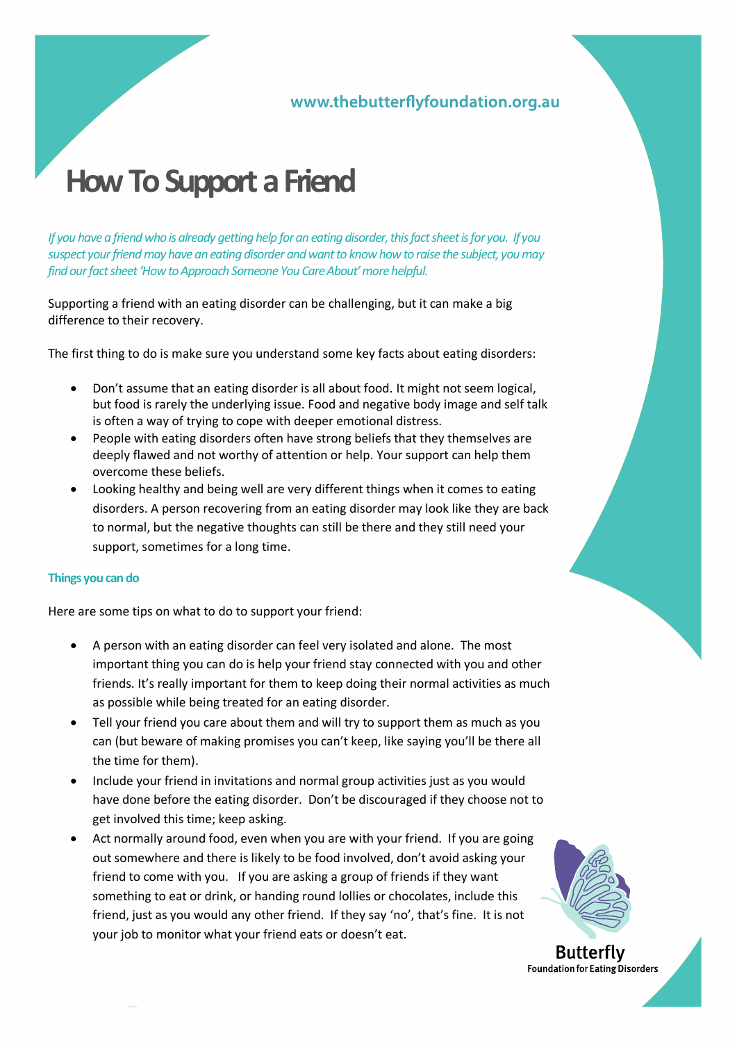www.thebutterflyfoundation.org.au

# How To Support a Friend

*If you have a friend who is already getting help for an eating disorder, this fact sheet is for you. If you suspect your friend may have an eating disorder and want to know how to raise the subject, you may find our fact sheet 'How to Approach Someone You Care About' more helpful.*

Supporting a friend with an eating disorder can be challenging, but it can make a big difference to their recovery.

The first thing to do is make sure you understand some key facts about eating disorders:

- Don't assume that an eating disorder is all about food. It might not seem logical, but food is rarely the underlying issue. Food and negative body image and self talk is often a way of trying to cope with deeper emotional distress.
- People with eating disorders often have strong beliefs that they themselves are deeply flawed and not worthy of attention or help. Your support can help them overcome these beliefs.
- Looking healthy and being well are very different things when it comes to eating disorders. A person recovering from an eating disorder may look like they are back to normal, but the negative thoughts can still be there and they still need your support, sometimes for a long time.

### Things you can do

Here are some tips on what to do to support your friend:

- A person with an eating disorder can feel very isolated and alone. The most important thing you can do is help your friend stay connected with you and other friends. It's really important for them to keep doing their normal activities as much as possible while being treated for an eating disorder.
- Tell your friend you care about them and will try to support them as much as you can (but beware of making promises you can't keep, like saying you'll be there all the time for them).
- Include your friend in invitations and normal group activities just as you would have done before the eating disorder. Don't be discouraged if they choose not to get involved this time; keep asking.
- Act normally around food, even when you are with your friend. If you are going out somewhere and there is likely to be food involved, don't avoid asking your friend to come with you. If you are asking a group of friends if they want something to eat or drink, or handing round lollies or chocolates, include this friend, just as you would any other friend. If they say 'no', that's fine. It is not your job to monitor what your friend eats or doesn't eat.

Butterfly
Foundation for Eating Disorders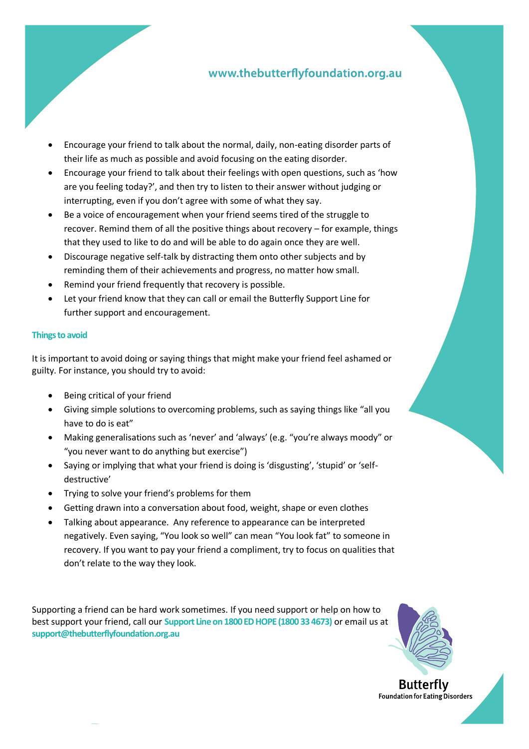- Encourage your friend to talk about the normal, daily, non-eating disorder parts of their life as much as possible and avoid focusing on the eating disorder.
- Encourage your friend to talk about their feelings with open questions, such as 'how are you feeling today?', and then try to listen to their answer without judging or interrupting, even if you don't agree with some of what they say.
- Be a voice of encouragement when your friend seems tired of the struggle to recover. Remind them of all the positive things about recovery – for example, things that they used to like to do and will be able to do again once they are well.
- Discourage negative self-talk by distracting them onto other subjects and by reminding them of their achievements and progress, no matter how small.
- Remind your friend frequently that recovery is possible.
- Let your friend know that they can call or email the Butterfly Support Line for further support and encouragement.

### Things to avoid

It is important to avoid doing or saying things that might make your friend feel ashamed or guilty. For instance, you should try to avoid:

- Being critical of your friend
- Giving simple solutions to overcoming problems, such as saying things like "all you have to do is eat"
- Making generalisations such as 'never' and 'always' (e.g. "you're always moody" or "you never want to do anything but exercise")
- Saying or implying that what your friend is doing is 'disgusting', 'stupid' or 'self-destructive'
- Trying to solve your friend's problems for them
- Getting drawn into a conversation about food, weight, shape or even clothes
- Talking about appearance. Any reference to appearance can be interpreted negatively. Even saying, "You look so well" can mean "You look fat" to someone in recovery. If you want to pay your friend a compliment, try to focus on qualities that don't relate to the way they look.

Supporting a friend can be hard work sometimes. If you need support or help on how to best support your friend, call our **Support Line on 1800 ED HOPE (1800 33 4673)** or email us at **support@thebutterflyfoundation.org.au**

Butterfly
Foundation for Eating Disorders